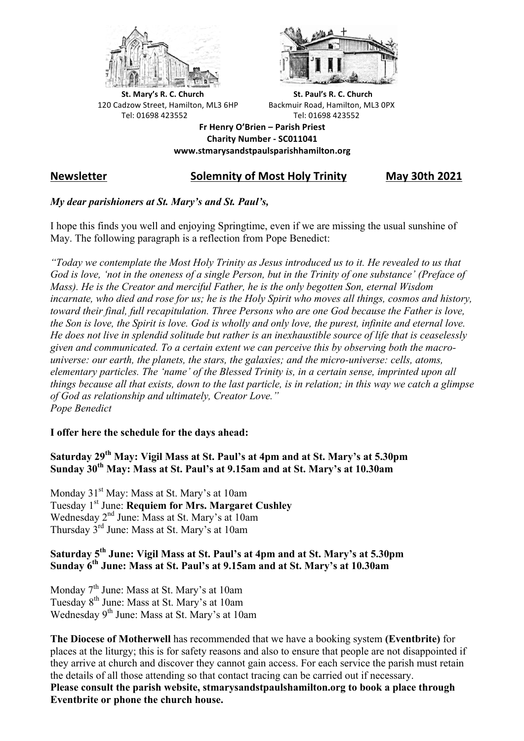**St. Mary's R. C. Church**
120 Cadzow Street, Hamilton, ML3 6HP
Tel: 01698 423552

**St. Paul's R. C. Church**
Backmuir Road, Hamilton, ML3 0PX
Tel: 01698 423552

**Fr Henry O'Brien – Parish Priest**
**Charity Number - SC011041**
**www.stmarysandstpaulsparishhamilton.org**

**Newsletter** **Solemnity of Most Holy Trinity** **May 30th 2021**

***My dear parishioners at St. Mary's and St. Paul's,***

I hope this finds you well and enjoying Springtime, even if we are missing the usual sunshine of May. The following paragraph is a reflection from Pope Benedict:

*"Today we contemplate the Most Holy Trinity as Jesus introduced us to it. He revealed to us that God is love, 'not in the oneness of a single Person, but in the Trinity of one substance' (Preface of Mass). He is the Creator and merciful Father, he is the only begotten Son, eternal Wisdom incarnate, who died and rose for us; he is the Holy Spirit who moves all things, cosmos and history, toward their final, full recapitulation. Three Persons who are one God because the Father is love, the Son is love, the Spirit is love. God is wholly and only love, the purest, infinite and eternal love. He does not live in splendid solitude but rather is an inexhaustible source of life that is ceaselessly given and communicated. To a certain extent we can perceive this by observing both the macro-universe: our earth, the planets, the stars, the galaxies; and the micro-universe: cells, atoms, elementary particles. The 'name' of the Blessed Trinity is, in a certain sense, imprinted upon all things because all that exists, down to the last particle, is in relation; in this way we catch a glimpse of God as relationship and ultimately, Creator Love."*
*Pope Benedict*

**I offer here the schedule for the days ahead:**

**Saturday 29th May: Vigil Mass at St. Paul's at 4pm and at St. Mary's at 5.30pm**
**Sunday 30th May: Mass at St. Paul's at 9.15am and at St. Mary's at 10.30am**

Monday 31st May: Mass at St. Mary's at 10am
Tuesday 1st June: **Requiem for Mrs. Margaret Cushley**
Wednesday 2nd June: Mass at St. Mary's at 10am
Thursday 3rd June: Mass at St. Mary's at 10am

**Saturday 5th June: Vigil Mass at St. Paul's at 4pm and at St. Mary's at 5.30pm**
**Sunday 6th June: Mass at St. Paul's at 9.15am and at St. Mary's at 10.30am**

Monday 7th June: Mass at St. Mary's at 10am
Tuesday 8th June: Mass at St. Mary's at 10am
Wednesday 9th June: Mass at St. Mary's at 10am

**The Diocese of Motherwell** has recommended that we have a booking system **(Eventbrite)** for places at the liturgy; this is for safety reasons and also to ensure that people are not disappointed if they arrive at church and discover they cannot gain access. For each service the parish must retain the details of all those attending so that contact tracing can be carried out if necessary.
**Please consult the parish website, stmarysandstpaulshamilton.org to book a place through Eventbrite or phone the church house.**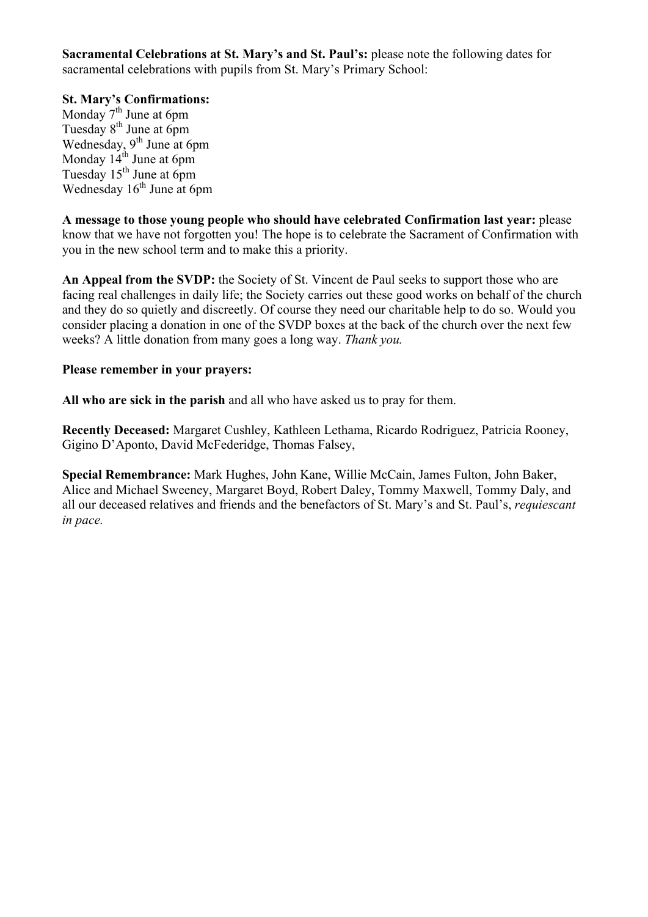**Sacramental Celebrations at St. Mary's and St. Paul's:** please note the following dates for sacramental celebrations with pupils from St. Mary's Primary School:

**St. Mary's Confirmations:**
Monday 7th June at 6pm
Tuesday 8th June at 6pm
Wednesday, 9th June at 6pm
Monday 14th June at 6pm
Tuesday 15th June at 6pm
Wednesday 16th June at 6pm

**A message to those young people who should have celebrated Confirmation last year:** please know that we have not forgotten you! The hope is to celebrate the Sacrament of Confirmation with you in the new school term and to make this a priority.

**An Appeal from the SVDP:** the Society of St. Vincent de Paul seeks to support those who are facing real challenges in daily life; the Society carries out these good works on behalf of the church and they do so quietly and discreetly. Of course they need our charitable help to do so. Would you consider placing a donation in one of the SVDP boxes at the back of the church over the next few weeks? A little donation from many goes a long way. *Thank you.*

**Please remember in your prayers:**

**All who are sick in the parish** and all who have asked us to pray for them.

**Recently Deceased:** Margaret Cushley, Kathleen Lethama, Ricardo Rodriguez, Patricia Rooney, Gigino D'Aponto, David McFederidge, Thomas Falsey,

**Special Remembrance:** Mark Hughes, John Kane, Willie McCain, James Fulton, John Baker, Alice and Michael Sweeney, Margaret Boyd, Robert Daley, Tommy Maxwell, Tommy Daly, and all our deceased relatives and friends and the benefactors of St. Mary's and St. Paul's, *requiescant in pace.*